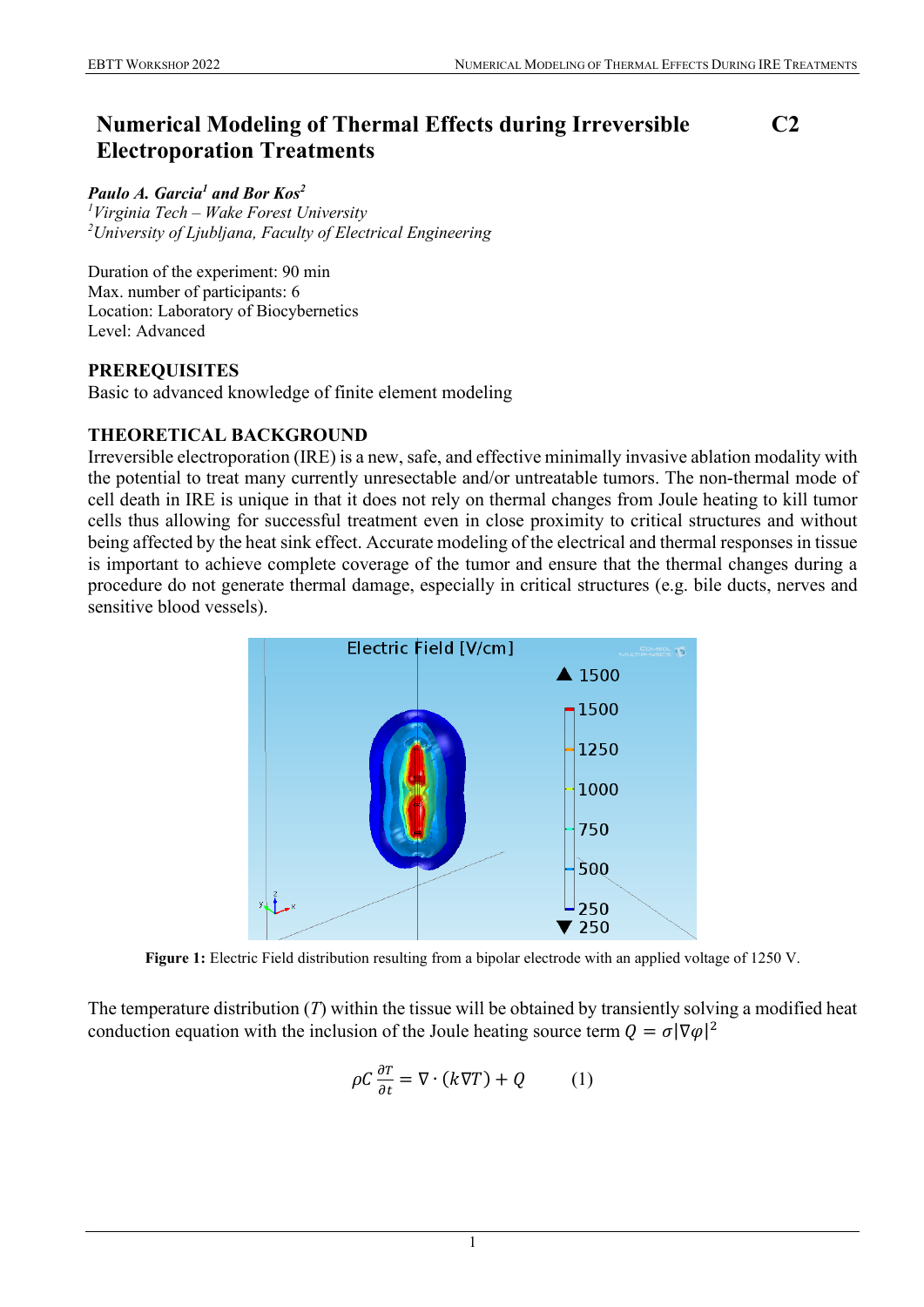# Numerical Modeling of Thermal Effects during Irreversible Electroporation Treatments

**C2**

***Paulo A. Garcia[1] and Bor Kos[2]***

*[1]Virginia Tech – Wake Forest University*

*[2]University of Ljubljana, Faculty of Electrical Engineering*

Duration of the experiment: 90 min
Max. number of participants: 6
Location: Laboratory of Biocybernetics
Level: Advanced

## PREREQUISITES

Basic to advanced knowledge of finite element modeling

## THEORETICAL BACKGROUND

Irreversible electroporation (IRE) is a new, safe, and effective minimally invasive ablation modality with the potential to treat many currently unresectable and/or untreatable tumors. The non-thermal mode of cell death in IRE is unique in that it does not rely on thermal changes from Joule heating to kill tumor cells thus allowing for successful treatment even in close proximity to critical structures and without being affected by the heat sink effect. Accurate modeling of the electrical and thermal responses in tissue is important to achieve complete coverage of the tumor and ensure that the thermal changes during a procedure do not generate thermal damage, especially in critical structures (e.g. bile ducts, nerves and sensitive blood vessels).

**Figure 1:** Electric Field distribution resulting from a bipolar electrode with an applied voltage of 1250 V.

The temperature distribution ($T$) within the tissue will be obtained by transiently solving a modified heat conduction equation with the inclusion of the Joule heating source term $Q = \sigma|\nabla\varphi|^2$

$$\rho C \frac{\partial T}{\partial t} = \nabla \cdot (k \nabla T) + Q \qquad (1)$$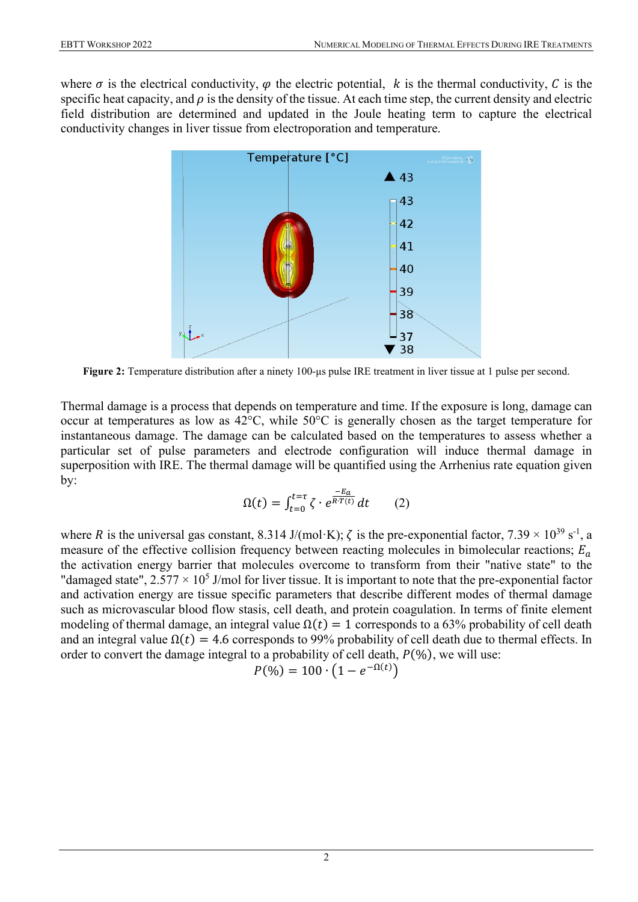where $\sigma$ is the electrical conductivity, $\varphi$ the electric potential, $k$ is the thermal conductivity, $C$ is the specific heat capacity, and $\rho$ is the density of the tissue. At each time step, the current density and electric field distribution are determined and updated in the Joule heating term to capture the electrical conductivity changes in liver tissue from electroporation and temperature.

**Figure 2:** Temperature distribution after a ninety 100-µs pulse IRE treatment in liver tissue at 1 pulse per second.

Thermal damage is a process that depends on temperature and time. If the exposure is long, damage can occur at temperatures as low as 42°C, while 50°C is generally chosen as the target temperature for instantaneous damage. The damage can be calculated based on the temperatures to assess whether a particular set of pulse parameters and electrode configuration will induce thermal damage in superposition with IRE. The thermal damage will be quantified using the Arrhenius rate equation given by:

$$\Omega(t) = \int_{t=0}^{t=\tau} \zeta \cdot e^{\frac{-E_a}{R \cdot T(t)}} \, dt \qquad (2)$$

where $R$ is the universal gas constant, 8.314 J/(mol·K); $\zeta$ is the pre-exponential factor, $7.39 \times 10^{39}$ s$^{-1}$, a measure of the effective collision frequency between reacting molecules in bimolecular reactions; $E_a$ the activation energy barrier that molecules overcome to transform from their "native state" to the "damaged state", $2.577 \times 10^5$ J/mol for liver tissue. It is important to note that the pre-exponential factor and activation energy are tissue specific parameters that describe different modes of thermal damage such as microvascular blood flow stasis, cell death, and protein coagulation. In terms of finite element modeling of thermal damage, an integral value $\Omega(t) = 1$ corresponds to a 63% probability of cell death and an integral value $\Omega(t) = 4.6$ corresponds to 99% probability of cell death due to thermal effects. In order to convert the damage integral to a probability of cell death, $P(\%)$, we will use:

$$P(\%) = 100 \cdot \left(1 - e^{-\Omega(t)}\right)$$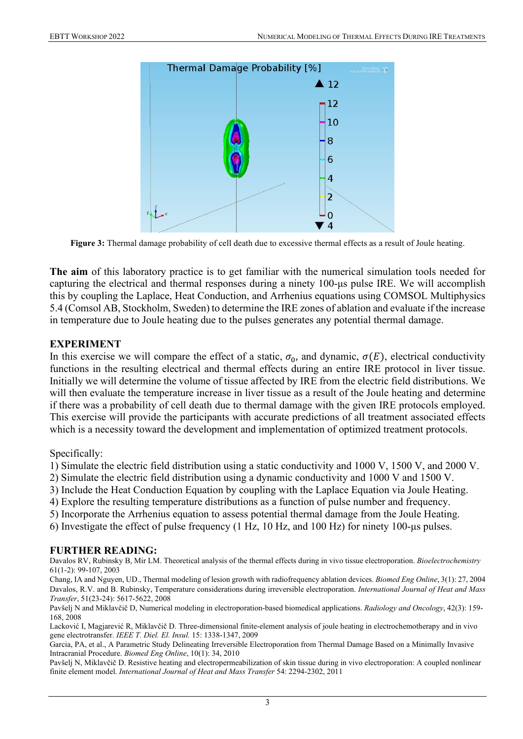**Figure 3:** Thermal damage probability of cell death due to excessive thermal effects as a result of Joule heating.

**The aim** of this laboratory practice is to get familiar with the numerical simulation tools needed for capturing the electrical and thermal responses during a ninety 100-µs pulse IRE. We will accomplish this by coupling the Laplace, Heat Conduction, and Arrhenius equations using COMSOL Multiphysics 5.4 (Comsol AB, Stockholm, Sweden) to determine the IRE zones of ablation and evaluate if the increase in temperature due to Joule heating due to the pulses generates any potential thermal damage.

## EXPERIMENT

In this exercise we will compare the effect of a static, $\sigma_0$, and dynamic, $\sigma(E)$, electrical conductivity functions in the resulting electrical and thermal effects during an entire IRE protocol in liver tissue. Initially we will determine the volume of tissue affected by IRE from the electric field distributions. We will then evaluate the temperature increase in liver tissue as a result of the Joule heating and determine if there was a probability of cell death due to thermal damage with the given IRE protocols employed. This exercise will provide the participants with accurate predictions of all treatment associated effects which is a necessity toward the development and implementation of optimized treatment protocols.

Specifically:

1) Simulate the electric field distribution using a static conductivity and 1000 V, 1500 V, and 2000 V.
2) Simulate the electric field distribution using a dynamic conductivity and 1000 V and 1500 V.
3) Include the Heat Conduction Equation by coupling with the Laplace Equation via Joule Heating.
4) Explore the resulting temperature distributions as a function of pulse number and frequency.
5) Incorporate the Arrhenius equation to assess potential thermal damage from the Joule Heating.
6) Investigate the effect of pulse frequency (1 Hz, 10 Hz, and 100 Hz) for ninety 100-µs pulses.

## FURTHER READING:

Davalos RV, Rubinsky B, Mir LM. Theoretical analysis of the thermal effects during in vivo tissue electroporation. *Bioelectrochemistry* 61(1-2): 99-107, 2003

Chang, IA and Nguyen, UD., Thermal modeling of lesion growth with radiofrequency ablation devices. *Biomed Eng Online*, 3(1): 27, 2004

Davalos, R.V. and B. Rubinsky, Temperature considerations during irreversible electroporation. *International Journal of Heat and Mass Transfer*, 51(23-24): 5617-5622, 2008

Pavšelj N and Miklavčič D, Numerical modeling in electroporation-based biomedical applications. *Radiology and Oncology*, 42(3): 159-168, 2008

Lacković I, Magjarević R, Miklavčič D. Three-dimensional finite-element analysis of joule heating in electrochemotherapy and in vivo gene electrotransfer. *IEEE T. Diel. El. Insul.* 15: 1338-1347, 2009

Garcia, PA, et al., A Parametric Study Delineating Irreversible Electroporation from Thermal Damage Based on a Minimally Invasive Intracranial Procedure. *Biomed Eng Online*, 10(1): 34, 2010

Pavšelj N, Miklavčič D. Resistive heating and electropermeabilization of skin tissue during in vivo electroporation: A coupled nonlinear finite element model. *International Journal of Heat and Mass Transfer* 54: 2294-2302, 2011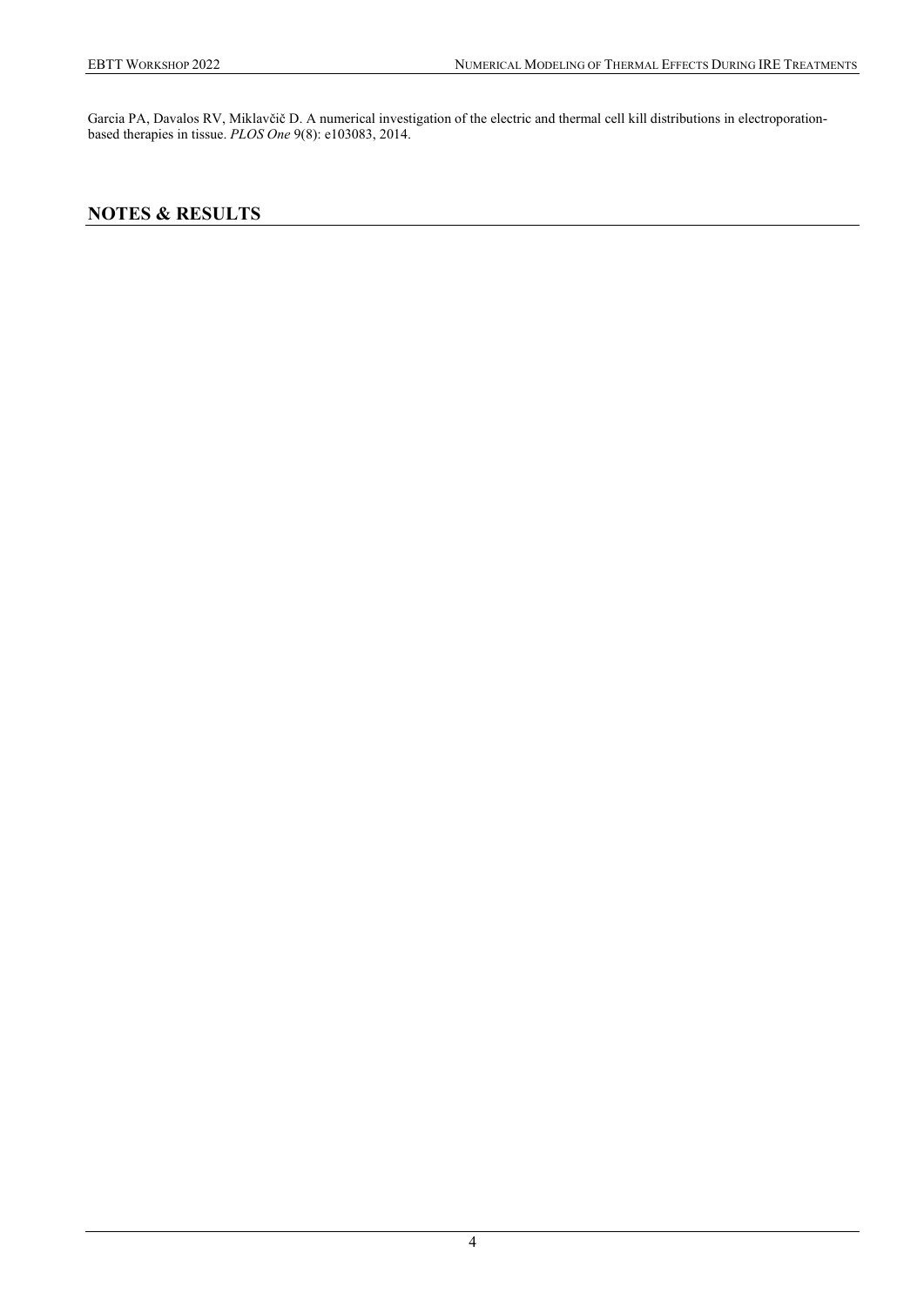Garcia PA, Davalos RV, Miklavčič D. A numerical investigation of the electric and thermal cell kill distributions in electroporation-based therapies in tissue. *PLOS One* 9(8): e103083, 2014.

## NOTES & RESULTS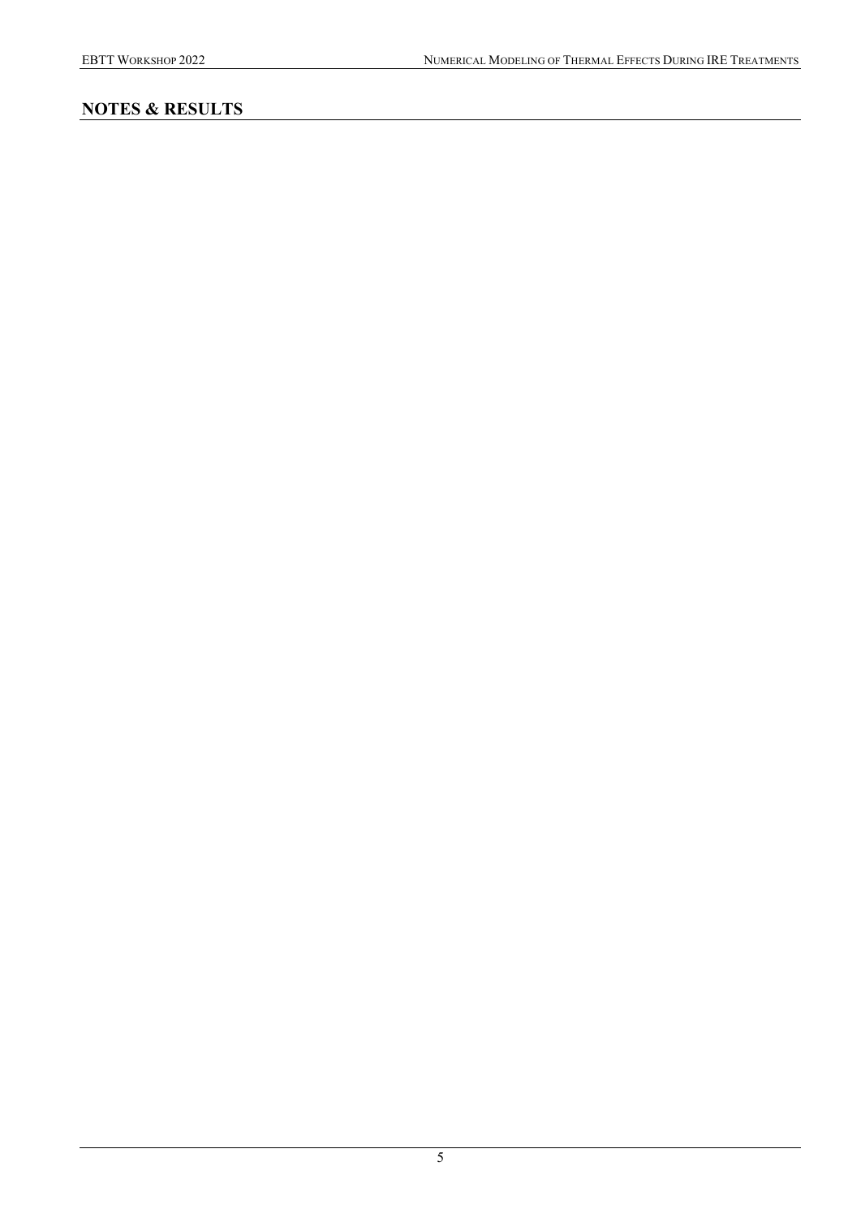## NOTES & RESULTS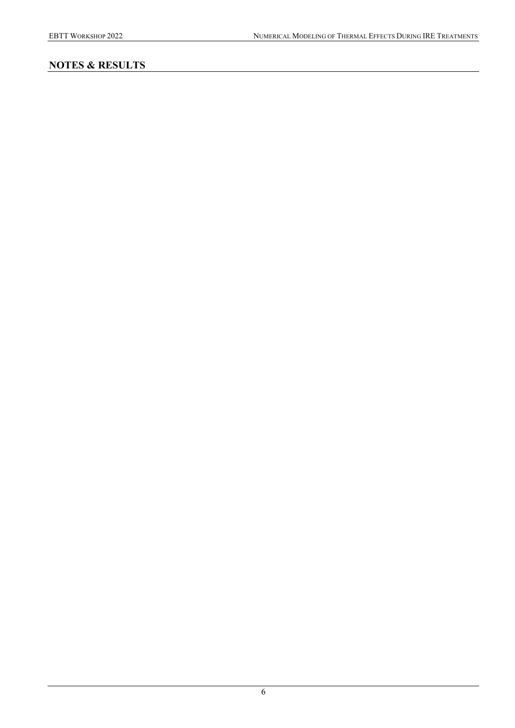## NOTES & RESULTS